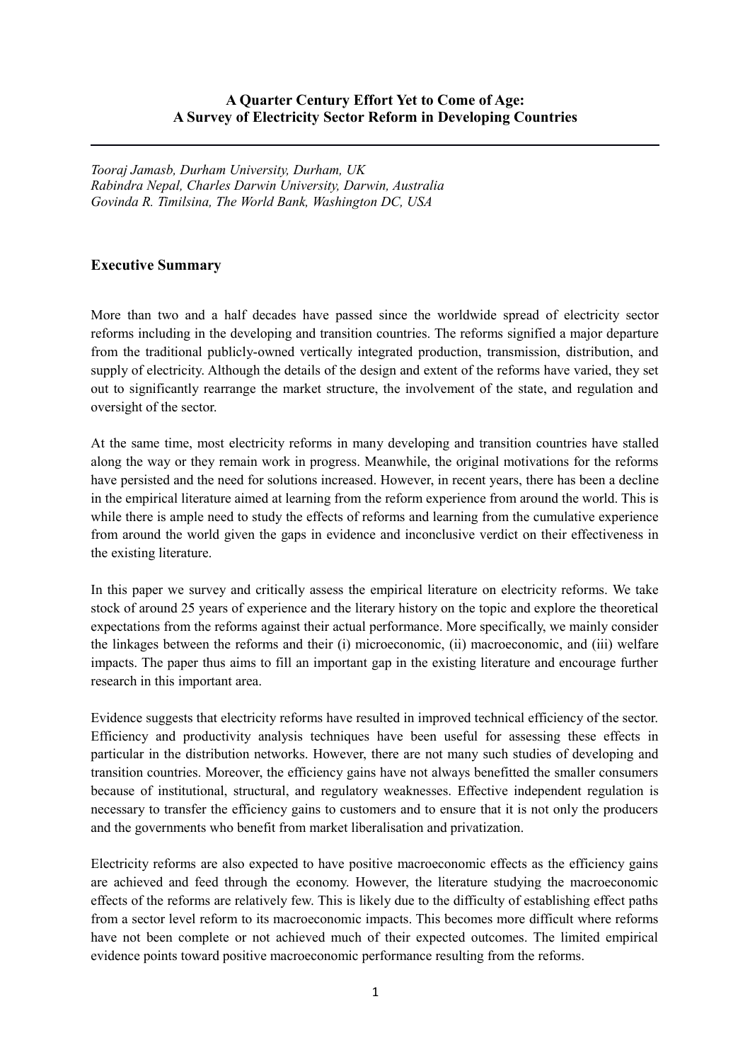# A Quarter Century Effort Yet to Come of Age: A Survey of Electricity Sector Reform in Developing Countries

*Tooraj Jamasb, Durham University, Durham, UK*
*Rabindra Nepal, Charles Darwin University, Darwin, Australia*
*Govinda R. Timilsina, The World Bank, Washington DC, USA*

## Executive Summary

More than two and a half decades have passed since the worldwide spread of electricity sector reforms including in the developing and transition countries. The reforms signified a major departure from the traditional publicly-owned vertically integrated production, transmission, distribution, and supply of electricity. Although the details of the design and extent of the reforms have varied, they set out to significantly rearrange the market structure, the involvement of the state, and regulation and oversight of the sector.

At the same time, most electricity reforms in many developing and transition countries have stalled along the way or they remain work in progress. Meanwhile, the original motivations for the reforms have persisted and the need for solutions increased. However, in recent years, there has been a decline in the empirical literature aimed at learning from the reform experience from around the world. This is while there is ample need to study the effects of reforms and learning from the cumulative experience from around the world given the gaps in evidence and inconclusive verdict on their effectiveness in the existing literature.

In this paper we survey and critically assess the empirical literature on electricity reforms. We take stock of around 25 years of experience and the literary history on the topic and explore the theoretical expectations from the reforms against their actual performance. More specifically, we mainly consider the linkages between the reforms and their (i) microeconomic, (ii) macroeconomic, and (iii) welfare impacts. The paper thus aims to fill an important gap in the existing literature and encourage further research in this important area.

Evidence suggests that electricity reforms have resulted in improved technical efficiency of the sector. Efficiency and productivity analysis techniques have been useful for assessing these effects in particular in the distribution networks. However, there are not many such studies of developing and transition countries. Moreover, the efficiency gains have not always benefitted the smaller consumers because of institutional, structural, and regulatory weaknesses. Effective independent regulation is necessary to transfer the efficiency gains to customers and to ensure that it is not only the producers and the governments who benefit from market liberalisation and privatization.

Electricity reforms are also expected to have positive macroeconomic effects as the efficiency gains are achieved and feed through the economy. However, the literature studying the macroeconomic effects of the reforms are relatively few. This is likely due to the difficulty of establishing effect paths from a sector level reform to its macroeconomic impacts. This becomes more difficult where reforms have not been complete or not achieved much of their expected outcomes. The limited empirical evidence points toward positive macroeconomic performance resulting from the reforms.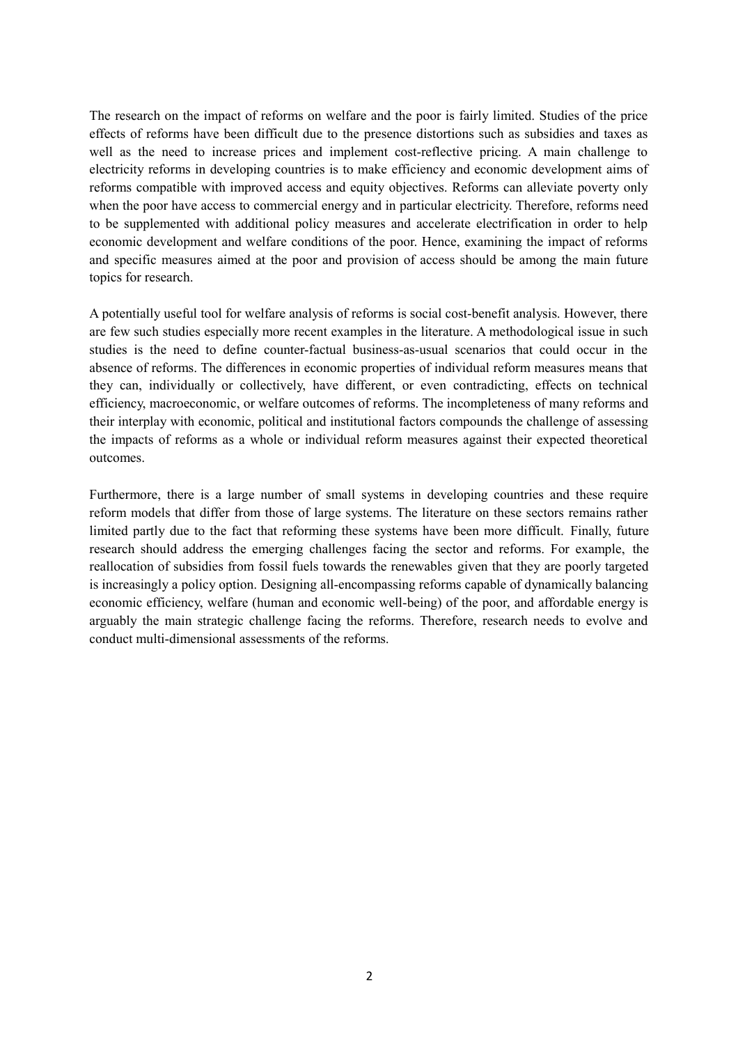The research on the impact of reforms on welfare and the poor is fairly limited. Studies of the price effects of reforms have been difficult due to the presence distortions such as subsidies and taxes as well as the need to increase prices and implement cost-reflective pricing. A main challenge to electricity reforms in developing countries is to make efficiency and economic development aims of reforms compatible with improved access and equity objectives. Reforms can alleviate poverty only when the poor have access to commercial energy and in particular electricity. Therefore, reforms need to be supplemented with additional policy measures and accelerate electrification in order to help economic development and welfare conditions of the poor. Hence, examining the impact of reforms and specific measures aimed at the poor and provision of access should be among the main future topics for research.

A potentially useful tool for welfare analysis of reforms is social cost-benefit analysis. However, there are few such studies especially more recent examples in the literature. A methodological issue in such studies is the need to define counter-factual business-as-usual scenarios that could occur in the absence of reforms. The differences in economic properties of individual reform measures means that they can, individually or collectively, have different, or even contradicting, effects on technical efficiency, macroeconomic, or welfare outcomes of reforms. The incompleteness of many reforms and their interplay with economic, political and institutional factors compounds the challenge of assessing the impacts of reforms as a whole or individual reform measures against their expected theoretical outcomes.

Furthermore, there is a large number of small systems in developing countries and these require reform models that differ from those of large systems. The literature on these sectors remains rather limited partly due to the fact that reforming these systems have been more difficult. Finally, future research should address the emerging challenges facing the sector and reforms. For example, the reallocation of subsidies from fossil fuels towards the renewables given that they are poorly targeted is increasingly a policy option. Designing all-encompassing reforms capable of dynamically balancing economic efficiency, welfare (human and economic well-being) of the poor, and affordable energy is arguably the main strategic challenge facing the reforms. Therefore, research needs to evolve and conduct multi-dimensional assessments of the reforms.